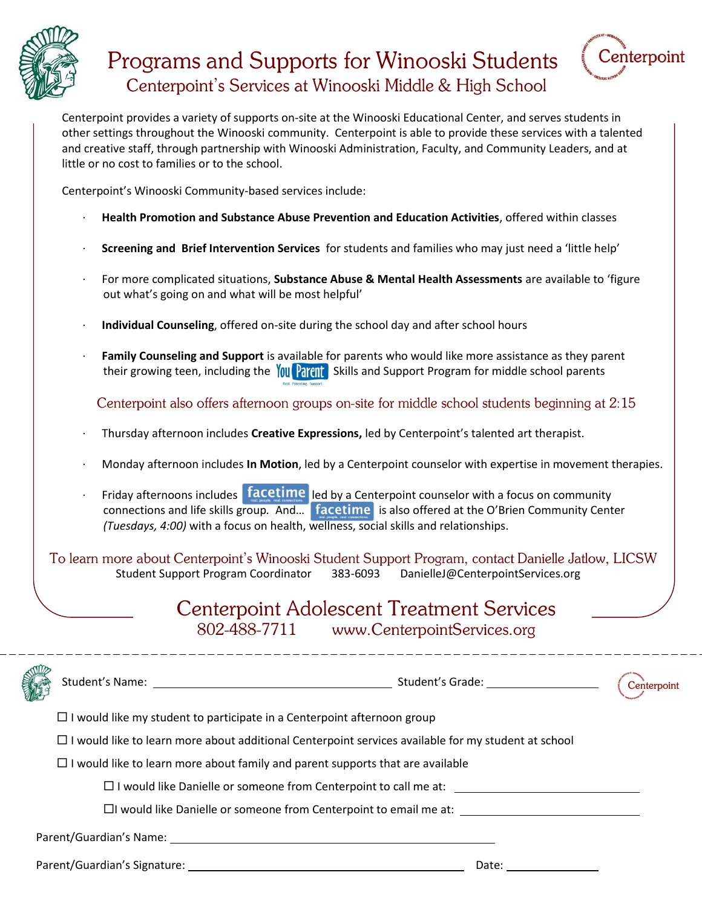# Programs and Supports for Winooski Students

## Centerpoint's Services at Winooski Middle & High School

Centerpoint provides a variety of supports on-site at the Winooski Educational Center, and serves students in other settings throughout the Winooski community. Centerpoint is able to provide these services with a talented and creative staff, through partnership with Winooski Administration, Faculty, and Community Leaders, and at little or no cost to families or to the school.

Centerpoint's Winooski Community-based services include:

- **Health Promotion and Substance Abuse Prevention and Education Activities**, offered within classes
- **Screening and Brief Intervention Services** for students and families who may just need a 'little help'
- For more complicated situations, **Substance Abuse & Mental Health Assessments** are available to 'figure out what's going on and what will be most helpful'
- **Individual Counseling**, offered on-site during the school day and after school hours
- **Family Counseling and Support** is available for parents who would like more assistance as they parent their growing teen, including the YouParent Skills and Support Program for middle school parents

### Centerpoint also offers afternoon groups on-site for middle school students beginning at 2:15

- Thursday afternoon includes **Creative Expressions,** led by Centerpoint's talented art therapist.
- Monday afternoon includes **In Motion**, led by a Centerpoint counselor with expertise in movement therapies.
- Friday afternoons includes facetime led by a Centerpoint counselor with a focus on community connections and life skills group. And… facetime is also offered at the O'Brien Community Center *(Tuesdays, 4:00)* with a focus on health, wellness, social skills and relationships.

To learn more about Centerpoint's Winooski Student Support Program, contact Danielle Jatlow, LICSW
Student Support Program Coordinator 383-6093 DanielleJ@CenterpointServices.org

## Centerpoint Adolescent Treatment Services

802-488-7711 www.CenterpointServices.org

---

Student's Name: ______________________ Student's Grade: __________

☐ I would like my student to participate in a Centerpoint afternoon group

☐ I would like to learn more about additional Centerpoint services available for my student at school

☐ I would like to learn more about family and parent supports that are available

☐ I would like Danielle or someone from Centerpoint to call me at: ______________________

☐ I would like Danielle or someone from Centerpoint to email me at: ______________________

Parent/Guardian's Name: ______________________

Parent/Guardian's Signature: ______________________ Date: __________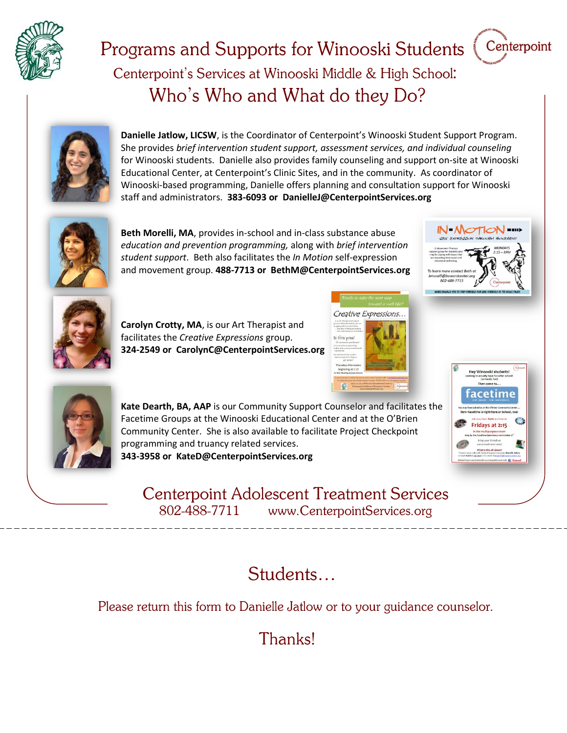# Programs and Supports for Winooski Students

## Centerpoint's Services at Winooski Middle & High School:

## Who's Who and What do they Do?

**Danielle Jatlow, LICSW**, is the Coordinator of Centerpoint's Winooski Student Support Program. She provides *brief intervention student support, assessment services, and individual counseling* for Winooski students. Danielle also provides family counseling and support on-site at Winooski Educational Center, at Centerpoint's Clinic Sites, and in the community. As coordinator of Winooski-based programming, Danielle offers planning and consultation support for Winooski staff and administrators. **383-6093 or DanielleJ@CenterpointServices.org**

**Beth Morelli, MA**, provides in-school and in-class substance abuse *education and prevention programming,* along with *brief intervention student support*. Beth also facilitates the *In Motion* self-expression and movement group. **488-7713 or BethM@CenterpointServices.org**

**Carolyn Crotty, MA**, is our Art Therapist and facilitates the *Creative Expressions* group. **324-2549 or CarolynC@CenterpointServices.org**

**Kate Dearth, BA, AAP** is our Community Support Counselor and facilitates the Facetime Groups at the Winooski Educational Center and at the O'Brien Community Center. She is also available to facilitate Project Checkpoint programming and truancy related services. **343-3958 or KateD@CenterpointServices.org**

## Centerpoint Adolescent Treatment Services

802-488-7711 www.CenterpointServices.org

---

## Students…

Please return this form to Danielle Jatlow or to your guidance counselor.

## Thanks!